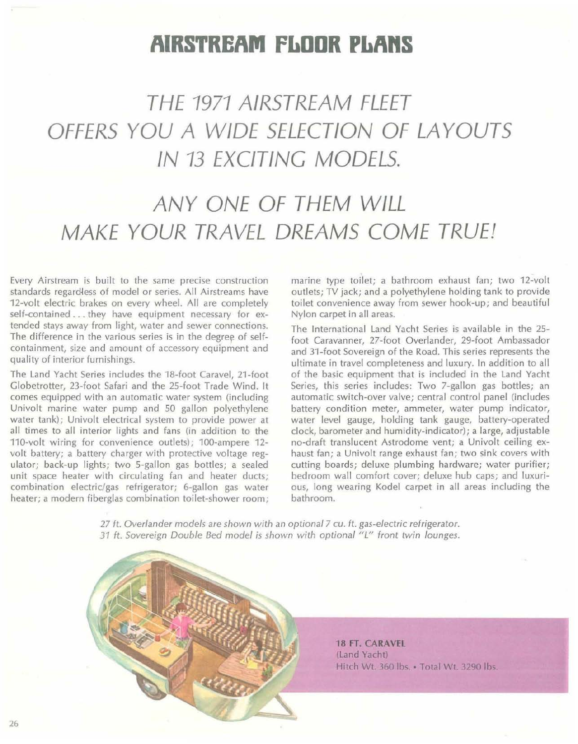// AIRSTREAM FLOOR PLANS

# AIRSTREAM FLOOR PLANS

## *THE 1971 AIRSTREAM FLEET OFFERS YOU A WIDE SELECTION OF LAYOUTS IN 13 EXCITING MODELS.*

## *ANY ONE OF THEM WILL MAKE YOUR TRAVEL DREAMS COME TRUE!*

Every Airstream is built to the same precise construction standards regardless of model or series. All Airstreams have 12-volt electric brakes on every wheel. All are completely self-contained . . . they have equipment necessary for extended stays away from light, water and sewer connections. The difference in the various series is in the degree of self-containment, size and amount of accessory equipment and quality of interior furnishings.

The Land Yacht Series includes the 18-foot Caravel, 21-foot Globetrotter, 23-foot Safari and the 25-foot Trade Wind. It comes equipped with an automatic water system (including Univolt marine water pump and 50 gallon polyethylene water tank); Univolt electrical system to provide power at all times to all interior lights and fans (in addition to the 110-volt wiring for convenience outlets); 100-ampere 12-volt battery; a battery charger with protective voltage regulator; back-up lights; two 5-gallon gas bottles; a sealed unit space heater with circulating fan and heater ducts; combination electric/gas refrigerator; 6-gallon gas water heater; a modern fiberglas combination toilet-shower room; marine type toilet; a bathroom exhaust fan; two 12-volt outlets; TV jack; and a polyethylene holding tank to provide toilet convenience away from sewer hook-up; and beautiful Nylon carpet in all areas.

The International Land Yacht Series is available in the 25-foot Caravanner, 27-foot Overlander, 29-foot Ambassador and 31-foot Sovereign of the Road. This series represents the ultimate in travel completeness and luxury. In addition to all of the basic equipment that is included in the Land Yacht Series, this series includes: Two 7-gallon gas bottles; an automatic switch-over valve; central control panel (includes battery condition meter, ammeter, water pump indicator, water level gauge, holding tank gauge, battery-operated clock, barometer and humidity-indicator); a large, adjustable no-draft translucent Astrodome vent; a Univolt ceiling exhaust fan; a Univolt range exhaust fan; two sink covers with cutting boards; deluxe plumbing hardware; water purifier; bedroom wall comfort cover; deluxe hub caps; and luxurious, long wearing Kodel carpet in all areas including the bathroom.

*27 ft. Overlander models are shown with an optional 7 cu. ft. gas-electric refrigerator.*
*31 ft. Sovereign Double Bed model is shown with optional "L" front twin lounges.*

**18 FT. CARAVEL**
(Land Yacht)
Hitch Wt. 360 lbs. • Total Wt. 3290 lbs.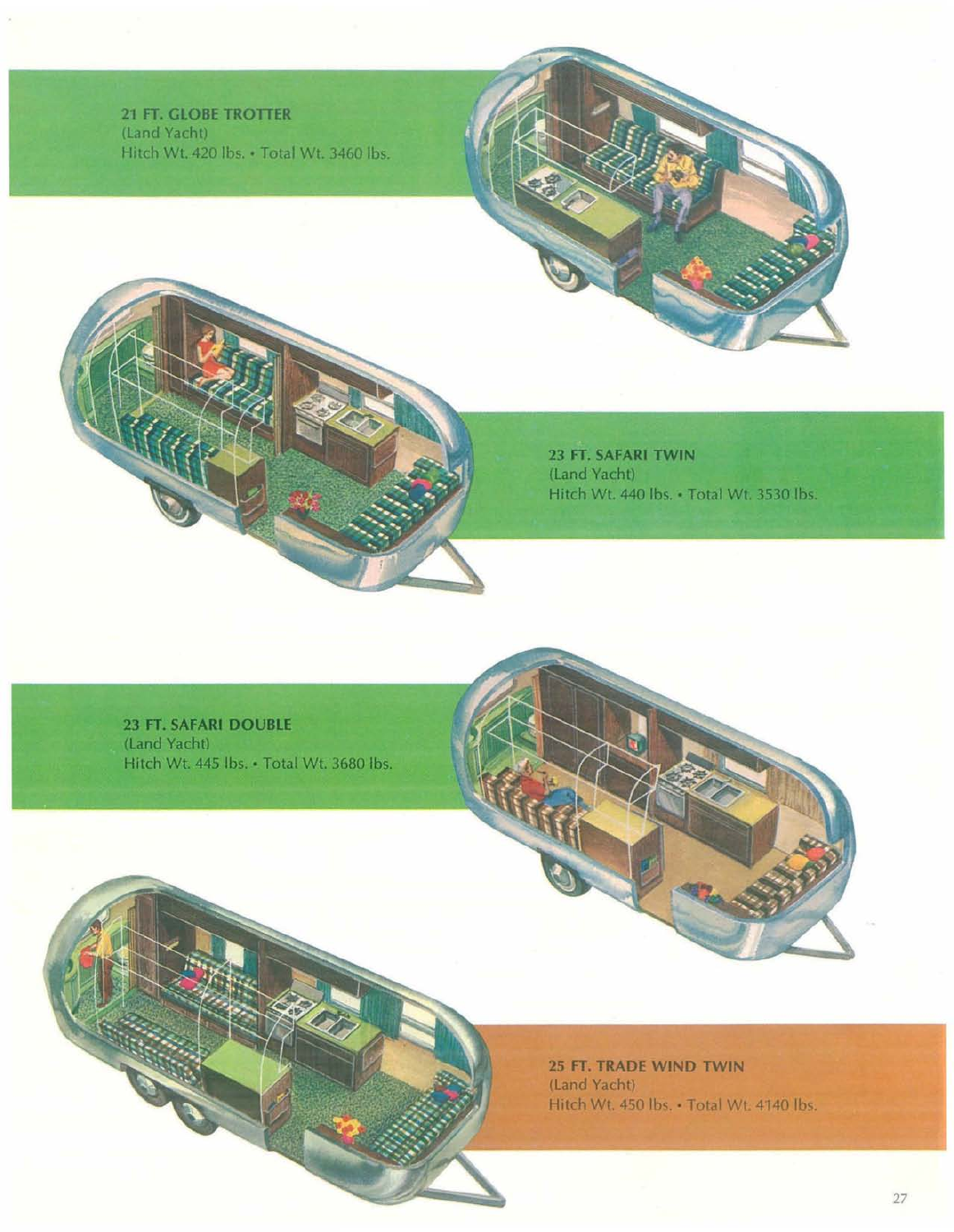**21 FT. GLOBE TROTTER**
(Land Yacht)
Hitch Wt. 420 lbs. • Total Wt. 3460 lbs.

**23 FT. SAFARI TWIN**
(Land Yacht)
Hitch Wt. 440 lbs. • Total Wt. 3530 lbs.

**23 FT. SAFARI DOUBLE**
(Land Yacht)
Hitch Wt. 445 lbs. • Total Wt. 3680 lbs.

**25 FT. TRADE WIND TWIN**
(Land Yacht)
Hitch Wt. 450 lbs. • Total Wt. 4140 lbs.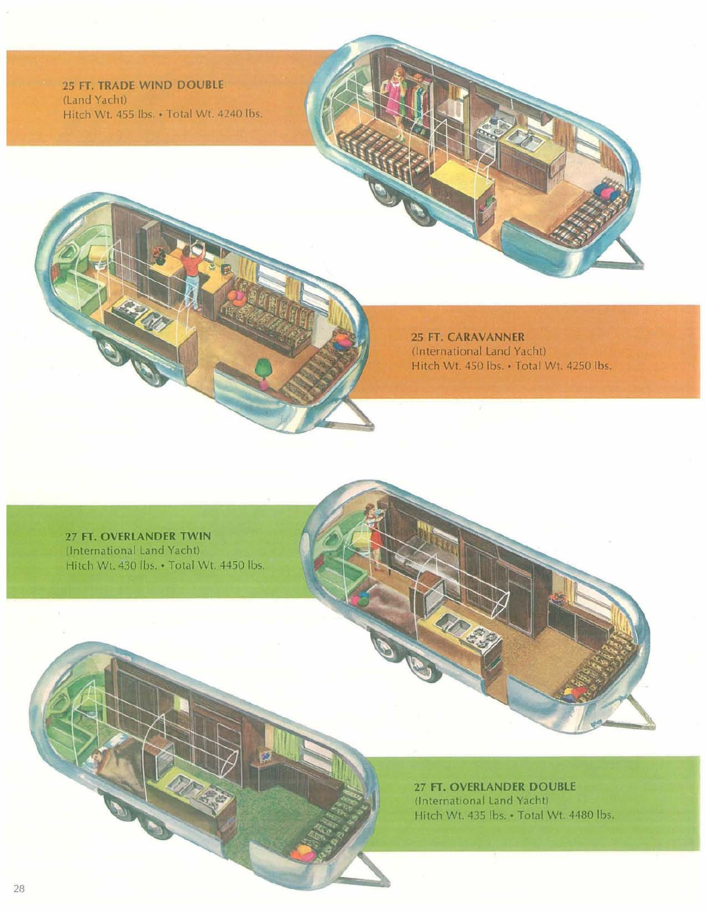**25 FT. TRADE WIND DOUBLE**
(Land Yacht)
Hitch Wt. 455 lbs. • Total Wt. 4240 lbs.

**25 FT. CARAVANNER**
(International Land Yacht)
Hitch Wt. 450 lbs. • Total Wt. 4250 lbs.

**27 FT. OVERLANDER TWIN**
(International Land Yacht)
Hitch Wt. 430 lbs. • Total Wt. 4450 lbs.

**27 FT. OVERLANDER DOUBLE**
(International Land Yacht)
Hitch Wt. 435 lbs. • Total Wt. 4480 lbs.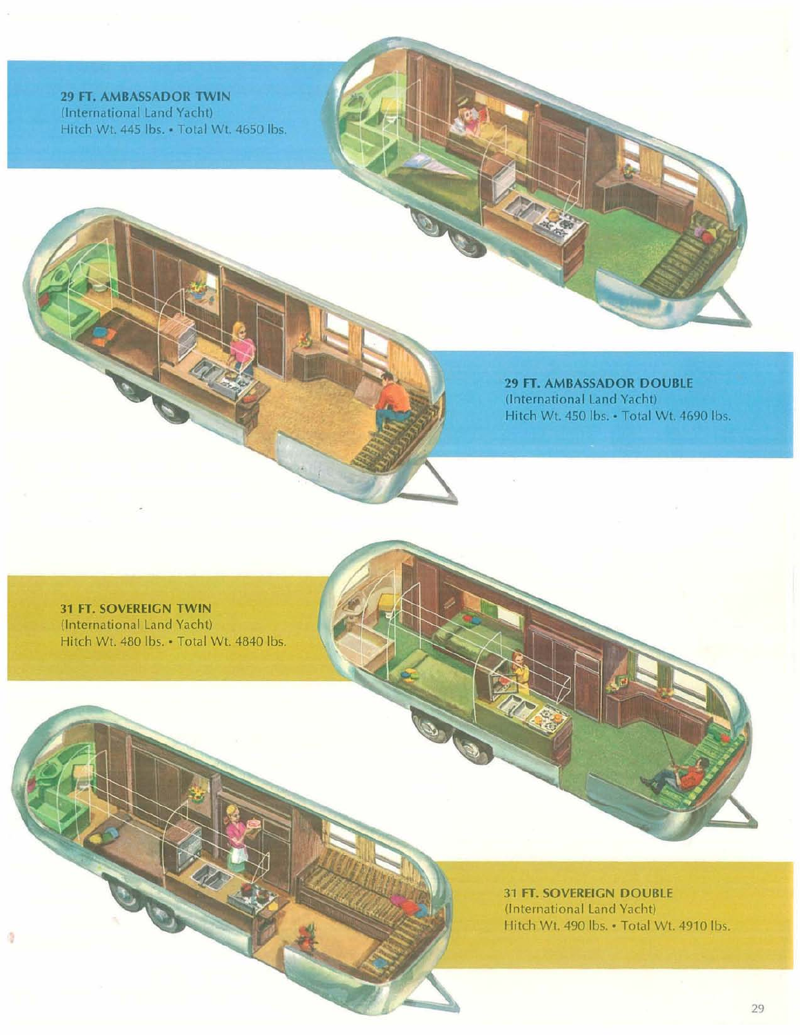**29 FT. AMBASSADOR TWIN**
(International Land Yacht)
Hitch Wt. 445 lbs. • Total Wt. 4650 lbs.

**29 FT. AMBASSADOR DOUBLE**
(International Land Yacht)
Hitch Wt. 450 lbs. • Total Wt. 4690 lbs.

**31 FT. SOVEREIGN TWIN**
(International Land Yacht)
Hitch Wt. 480 lbs. • Total Wt. 4840 lbs.

**31 FT. SOVEREIGN DOUBLE**
(International Land Yacht)
Hitch Wt. 490 lbs. • Total Wt. 4910 lbs.